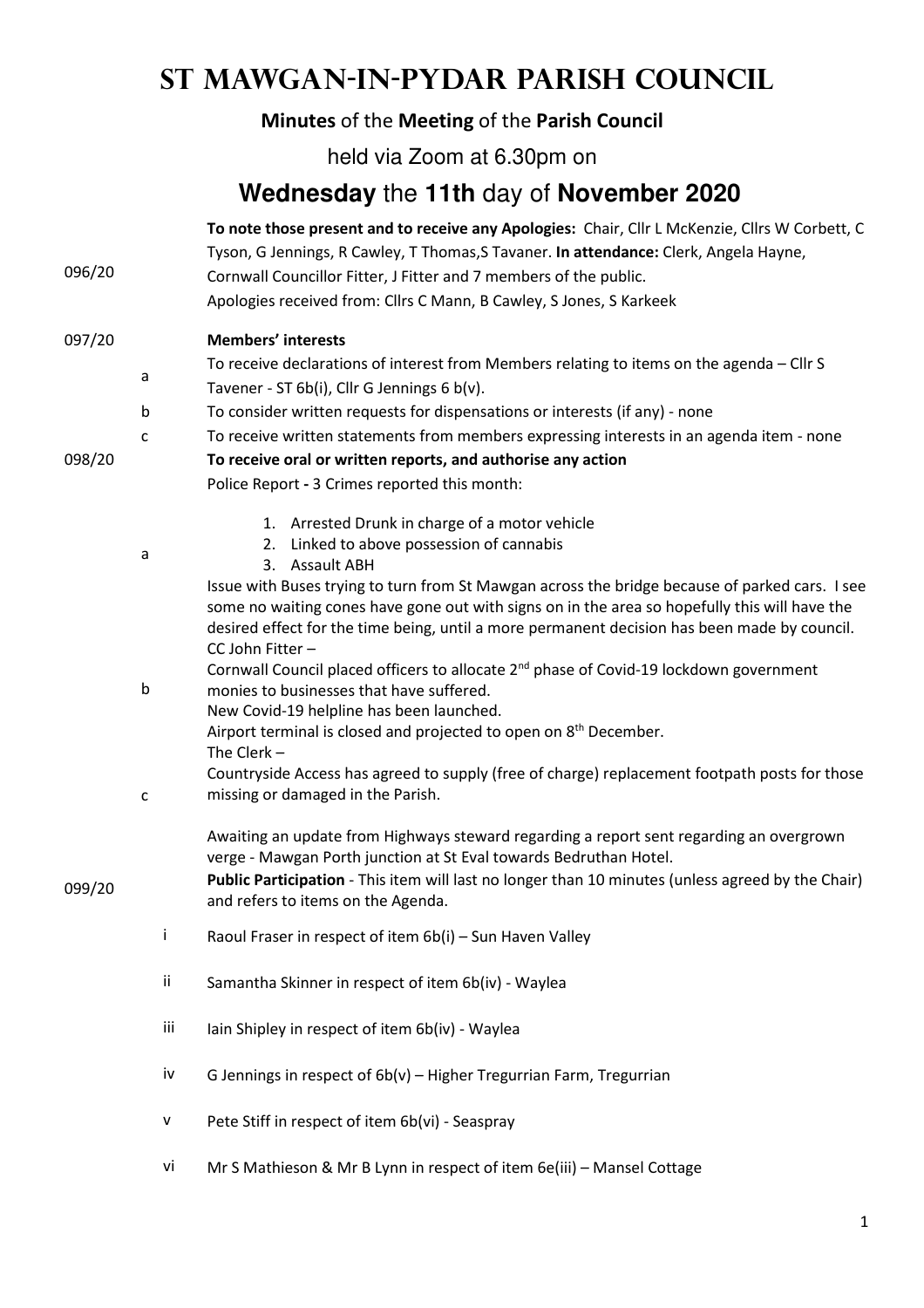# St Mawgan-in-Pydar Parish Council

**Minutes** of the **Meeting** of the **Parish Council**

held via Zoom at 6.30pm on

## **Wednesday** the **11th** day of **November 2020**

096/20

**To note those present and to receive any Apologies:** Chair, Cllr L McKenzie, Cllrs W Corbett, C Tyson, G Jennings, R Cawley, T Thomas,S Tavaner. **In attendance:** Clerk, Angela Hayne, Cornwall Councillor Fitter, J Fitter and 7 members of the public.
Apologies received from: Cllrs C Mann, B Cawley, S Jones, S Karkeek

097/20 **Members' interests**

a. To receive declarations of interest from Members relating to items on the agenda – Cllr S Tavener - ST 6b(i), Cllr G Jennings 6 b(v).

b. To consider written requests for dispensations or interests (if any) - none

c. To receive written statements from members expressing interests in an agenda item - none

098/20 **To receive oral or written reports, and authorise any action**

a. Police Report **-** 3 Crimes reported this month:

1. Arrested Drunk in charge of a motor vehicle
2. Linked to above possession of cannabis
3. Assault ABH

Issue with Buses trying to turn from St Mawgan across the bridge because of parked cars. I see some no waiting cones have gone out with signs on in the area so hopefully this will have the desired effect for the time being, until a more permanent decision has been made by council.

b. CC John Fitter –
Cornwall Council placed officers to allocate 2nd phase of Covid-19 lockdown government monies to businesses that have suffered.
New Covid-19 helpline has been launched.
Airport terminal is closed and projected to open on 8th December.

c. The Clerk –
Countryside Access has agreed to supply (free of charge) replacement footpath posts for those missing or damaged in the Parish.

Awaiting an update from Highways steward regarding a report sent regarding an overgrown verge - Mawgan Porth junction at St Eval towards Bedruthan Hotel.

099/20 **Public Participation** - This item will last no longer than 10 minutes (unless agreed by the Chair) and refers to items on the Agenda.

i. Raoul Fraser in respect of item 6b(i) – Sun Haven Valley

ii. Samantha Skinner in respect of item 6b(iv) - Waylea

iii. Iain Shipley in respect of item 6b(iv) - Waylea

iv. G Jennings in respect of 6b(v) – Higher Tregurrian Farm, Tregurrian

v. Pete Stiff in respect of item 6b(vi) - Seaspray

vi. Mr S Mathieson & Mr B Lynn in respect of item 6e(iii) – Mansel Cottage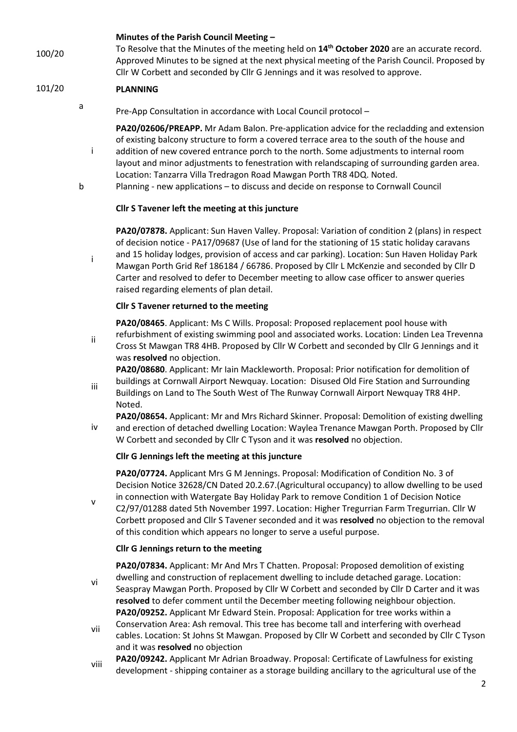100/20 **Minutes of the Parish Council Meeting –**

To Resolve that the Minutes of the meeting held on **14th October 2020** are an accurate record. Approved Minutes to be signed at the next physical meeting of the Parish Council. Proposed by Cllr W Corbett and seconded by Cllr G Jennings and it was resolved to approve.

101/20 **PLANNING**

a Pre-App Consultation in accordance with Local Council protocol –

i **PA20/02606/PREAPP.** Mr Adam Balon. Pre-application advice for the recladding and extension of existing balcony structure to form a covered terrace area to the south of the house and addition of new covered entrance porch to the north. Some adjustments to internal room layout and minor adjustments to fenestration with relandscaping of surrounding garden area. Location: Tanzarra Villa Tredragon Road Mawgan Porth TR8 4DQ. Noted.

b Planning - new applications – to discuss and decide on response to Cornwall Council

**Cllr S Tavener left the meeting at this juncture**

i **PA20/07878.** Applicant: Sun Haven Valley. Proposal: Variation of condition 2 (plans) in respect of decision notice - PA17/09687 (Use of land for the stationing of 15 static holiday caravans and 15 holiday lodges, provision of access and car parking). Location: Sun Haven Holiday Park Mawgan Porth Grid Ref 186184 / 66786. Proposed by Cllr L McKenzie and seconded by Cllr D Carter and resolved to defer to December meeting to allow case officer to answer queries raised regarding elements of plan detail.

**Cllr S Tavener returned to the meeting**

ii **PA20/08465**. Applicant: Ms C Wills. Proposal: Proposed replacement pool house with refurbishment of existing swimming pool and associated works. Location: Linden Lea Trevenna Cross St Mawgan TR8 4HB. Proposed by Cllr W Corbett and seconded by Cllr G Jennings and it was **resolved** no objection.

iii **PA20/08680**. Applicant: Mr Iain Mackleworth. Proposal: Prior notification for demolition of buildings at Cornwall Airport Newquay. Location: Disused Old Fire Station and Surrounding Buildings on Land to The South West of The Runway Cornwall Airport Newquay TR8 4HP. Noted.

iv **PA20/08654.** Applicant: Mr and Mrs Richard Skinner. Proposal: Demolition of existing dwelling and erection of detached dwelling Location: Waylea Trenance Mawgan Porth. Proposed by Cllr W Corbett and seconded by Cllr C Tyson and it was **resolved** no objection.

**Cllr G Jennings left the meeting at this juncture**

v **PA20/07724.** Applicant Mrs G M Jennings. Proposal: Modification of Condition No. 3 of Decision Notice 32628/CN Dated 20.2.67.(Agricultural occupancy) to allow dwelling to be used in connection with Watergate Bay Holiday Park to remove Condition 1 of Decision Notice C2/97/01288 dated 5th November 1997. Location: Higher Tregurrian Farm Tregurrian. Cllr W Corbett proposed and Cllr S Tavener seconded and it was **resolved** no objection to the removal of this condition which appears no longer to serve a useful purpose.

**Cllr G Jennings return to the meeting**

vi **PA20/07834.** Applicant: Mr And Mrs T Chatten. Proposal: Proposed demolition of existing dwelling and construction of replacement dwelling to include detached garage. Location: Seaspray Mawgan Porth. Proposed by Cllr W Corbett and seconded by Cllr D Carter and it was **resolved** to defer comment until the December meeting following neighbour objection.

vii **PA20/09252.** Applicant Mr Edward Stein. Proposal: Application for tree works within a Conservation Area: Ash removal. This tree has become tall and interfering with overhead cables. Location: St Johns St Mawgan. Proposed by Cllr W Corbett and seconded by Cllr C Tyson and it was **resolved** no objection

viii **PA20/09242.** Applicant Mr Adrian Broadway. Proposal: Certificate of Lawfulness for existing development - shipping container as a storage building ancillary to the agricultural use of the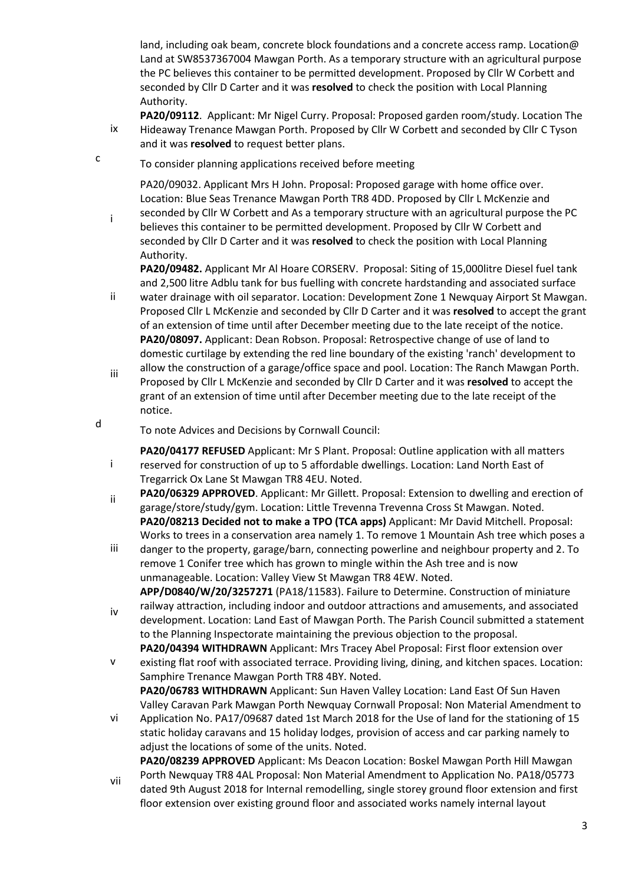land, including oak beam, concrete block foundations and a concrete access ramp. Location@ Land at SW8537367004 Mawgan Porth. As a temporary structure with an agricultural purpose the PC believes this container to be permitted development. Proposed by Cllr W Corbett and seconded by Cllr D Carter and it was **resolved** to check the position with Local Planning Authority.

ix **PA20/09112**. Applicant: Mr Nigel Curry. Proposal: Proposed garden room/study. Location The Hideaway Trenance Mawgan Porth. Proposed by Cllr W Corbett and seconded by Cllr C Tyson and it was **resolved** to request better plans.

c To consider planning applications received before meeting

i PA20/09032. Applicant Mrs H John. Proposal: Proposed garage with home office over. Location: Blue Seas Trenance Mawgan Porth TR8 4DD. Proposed by Cllr L McKenzie and seconded by Cllr W Corbett and As a temporary structure with an agricultural purpose the PC believes this container to be permitted development. Proposed by Cllr W Corbett and seconded by Cllr D Carter and it was **resolved** to check the position with Local Planning Authority.

ii **PA20/09482.** Applicant Mr Al Hoare CORSERV. Proposal: Siting of 15,000litre Diesel fuel tank and 2,500 litre Adblu tank for bus fuelling with concrete hardstanding and associated surface water drainage with oil separator. Location: Development Zone 1 Newquay Airport St Mawgan. Proposed Cllr L McKenzie and seconded by Cllr D Carter and it was **resolved** to accept the grant of an extension of time until after December meeting due to the late receipt of the notice.

iii **PA20/08097.** Applicant: Dean Robson. Proposal: Retrospective change of use of land to domestic curtilage by extending the red line boundary of the existing 'ranch' development to allow the construction of a garage/office space and pool. Location: The Ranch Mawgan Porth. Proposed by Cllr L McKenzie and seconded by Cllr D Carter and it was **resolved** to accept the grant of an extension of time until after December meeting due to the late receipt of the notice.

d To note Advices and Decisions by Cornwall Council:

i **PA20/04177 REFUSED** Applicant: Mr S Plant. Proposal: Outline application with all matters reserved for construction of up to 5 affordable dwellings. Location: Land North East of Tregarrick Ox Lane St Mawgan TR8 4EU. Noted.

ii **PA20/06329 APPROVED**. Applicant: Mr Gillett. Proposal: Extension to dwelling and erection of garage/store/study/gym. Location: Little Trevenna Trevenna Cross St Mawgan. Noted.

iii **PA20/08213 Decided not to make a TPO (TCA apps)** Applicant: Mr David Mitchell. Proposal: Works to trees in a conservation area namely 1. To remove 1 Mountain Ash tree which poses a danger to the property, garage/barn, connecting powerline and neighbour property and 2. To remove 1 Conifer tree which has grown to mingle within the Ash tree and is now unmanageable. Location: Valley View St Mawgan TR8 4EW. Noted.

iv **APP/D0840/W/20/3257271** (PA18/11583). Failure to Determine. Construction of miniature railway attraction, including indoor and outdoor attractions and amusements, and associated development. Location: Land East of Mawgan Porth. The Parish Council submitted a statement to the Planning Inspectorate maintaining the previous objection to the proposal.

v **PA20/04394 WITHDRAWN** Applicant: Mrs Tracey Abel Proposal: First floor extension over existing flat roof with associated terrace. Providing living, dining, and kitchen spaces. Location: Samphire Trenance Mawgan Porth TR8 4BY. Noted.

vi **PA20/06783 WITHDRAWN** Applicant: Sun Haven Valley Location: Land East Of Sun Haven Valley Caravan Park Mawgan Porth Newquay Cornwall Proposal: Non Material Amendment to Application No. PA17/09687 dated 1st March 2018 for the Use of land for the stationing of 15 static holiday caravans and 15 holiday lodges, provision of access and car parking namely to adjust the locations of some of the units. Noted.

vii **PA20/08239 APPROVED** Applicant: Ms Deacon Location: Boskel Mawgan Porth Hill Mawgan Porth Newquay TR8 4AL Proposal: Non Material Amendment to Application No. PA18/05773 dated 9th August 2018 for Internal remodelling, single storey ground floor extension and first floor extension over existing ground floor and associated works namely internal layout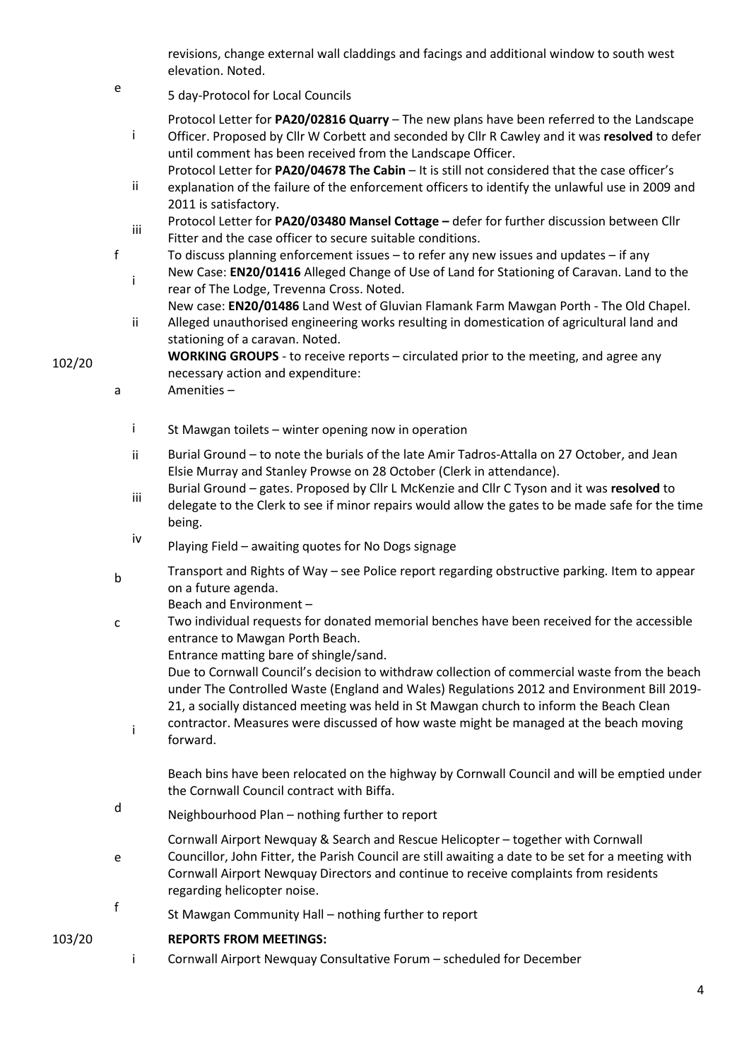revisions, change external wall claddings and facings and additional window to south west elevation. Noted.

e 5 day-Protocol for Local Councils

i Protocol Letter for **PA20/02816 Quarry** – The new plans have been referred to the Landscape Officer. Proposed by Cllr W Corbett and seconded by Cllr R Cawley and it was **resolved** to defer until comment has been received from the Landscape Officer.

ii Protocol Letter for **PA20/04678 The Cabin** – It is still not considered that the case officer's explanation of the failure of the enforcement officers to identify the unlawful use in 2009 and 2011 is satisfactory.

iii Protocol Letter for **PA20/03480 Mansel Cottage –** defer for further discussion between Cllr Fitter and the case officer to secure suitable conditions.

f To discuss planning enforcement issues – to refer any new issues and updates – if any

i New Case: **EN20/01416** Alleged Change of Use of Land for Stationing of Caravan. Land to the rear of The Lodge, Trevenna Cross. Noted.

ii New case: **EN20/01486** Land West of Gluvian Flamank Farm Mawgan Porth - The Old Chapel. Alleged unauthorised engineering works resulting in domestication of agricultural land and stationing of a caravan. Noted.

102/20 **WORKING GROUPS** - to receive reports – circulated prior to the meeting, and agree any necessary action and expenditure:

a Amenities –

i St Mawgan toilets – winter opening now in operation

ii Burial Ground – to note the burials of the late Amir Tadros-Attalla on 27 October, and Jean Elsie Murray and Stanley Prowse on 28 October (Clerk in attendance).

iii Burial Ground – gates. Proposed by Cllr L McKenzie and Cllr C Tyson and it was **resolved** to delegate to the Clerk to see if minor repairs would allow the gates to be made safe for the time being.

iv Playing Field – awaiting quotes for No Dogs signage

b Transport and Rights of Way – see Police report regarding obstructive parking. Item to appear on a future agenda.

c Beach and Environment –

i Two individual requests for donated memorial benches have been received for the accessible entrance to Mawgan Porth Beach.

Entrance matting bare of shingle/sand.

Due to Cornwall Council's decision to withdraw collection of commercial waste from the beach under The Controlled Waste (England and Wales) Regulations 2012 and Environment Bill 2019-21, a socially distanced meeting was held in St Mawgan church to inform the Beach Clean contractor. Measures were discussed of how waste might be managed at the beach moving forward.

Beach bins have been relocated on the highway by Cornwall Council and will be emptied under the Cornwall Council contract with Biffa.

d Neighbourhood Plan – nothing further to report

e Cornwall Airport Newquay & Search and Rescue Helicopter – together with Cornwall Councillor, John Fitter, the Parish Council are still awaiting a date to be set for a meeting with Cornwall Airport Newquay Directors and continue to receive complaints from residents regarding helicopter noise.

f St Mawgan Community Hall – nothing further to report

103/20 **REPORTS FROM MEETINGS:**

i Cornwall Airport Newquay Consultative Forum – scheduled for December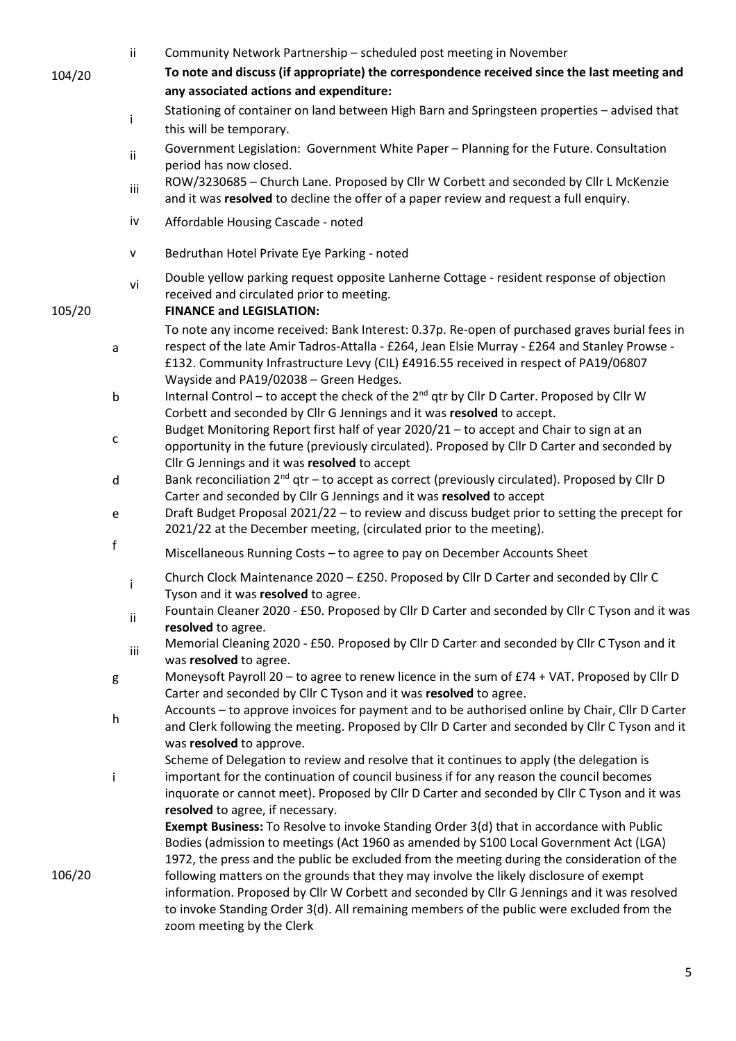ii Community Network Partnership – scheduled post meeting in November

104/20 **To note and discuss (if appropriate) the correspondence received since the last meeting and any associated actions and expenditure:**

i Stationing of container on land between High Barn and Springsteen properties – advised that this will be temporary.

ii Government Legislation: Government White Paper – Planning for the Future. Consultation period has now closed.

iii ROW/3230685 – Church Lane. Proposed by Cllr W Corbett and seconded by Cllr L McKenzie and it was **resolved** to decline the offer of a paper review and request a full enquiry.

iv Affordable Housing Cascade - noted

v Bedruthan Hotel Private Eye Parking - noted

vi Double yellow parking request opposite Lanherne Cottage - resident response of objection received and circulated prior to meeting.

105/20 **FINANCE and LEGISLATION:**

a To note any income received: Bank Interest: 0.37p. Re-open of purchased graves burial fees in respect of the late Amir Tadros-Attalla - £264, Jean Elsie Murray - £264 and Stanley Prowse - £132. Community Infrastructure Levy (CIL) £4916.55 received in respect of PA19/06807 Wayside and PA19/02038 – Green Hedges.

b Internal Control – to accept the check of the 2nd qtr by Cllr D Carter. Proposed by Cllr W Corbett and seconded by Cllr G Jennings and it was **resolved** to accept.

c Budget Monitoring Report first half of year 2020/21 – to accept and Chair to sign at an opportunity in the future (previously circulated). Proposed by Cllr D Carter and seconded by Cllr G Jennings and it was **resolved** to accept

d Bank reconciliation 2nd qtr – to accept as correct (previously circulated). Proposed by Cllr D Carter and seconded by Cllr G Jennings and it was **resolved** to accept

e Draft Budget Proposal 2021/22 – to review and discuss budget prior to setting the precept for 2021/22 at the December meeting, (circulated prior to the meeting).

f Miscellaneous Running Costs – to agree to pay on December Accounts Sheet

i Church Clock Maintenance 2020 – £250. Proposed by Cllr D Carter and seconded by Cllr C Tyson and it was **resolved** to agree.

ii Fountain Cleaner 2020 - £50. Proposed by Cllr D Carter and seconded by Cllr C Tyson and it was **resolved** to agree.

iii Memorial Cleaning 2020 - £50. Proposed by Cllr D Carter and seconded by Cllr C Tyson and it was **resolved** to agree.

g Moneysoft Payroll 20 – to agree to renew licence in the sum of £74 + VAT. Proposed by Cllr D Carter and seconded by Cllr C Tyson and it was **resolved** to agree.

h Accounts – to approve invoices for payment and to be authorised online by Chair, Cllr D Carter and Clerk following the meeting. Proposed by Cllr D Carter and seconded by Cllr C Tyson and it was **resolved** to approve.

i Scheme of Delegation to review and resolve that it continues to apply (the delegation is important for the continuation of council business if for any reason the council becomes inquorate or cannot meet). Proposed by Cllr D Carter and seconded by Cllr C Tyson and it was **resolved** to agree, if necessary.

106/20 **Exempt Business:** To Resolve to invoke Standing Order 3(d) that in accordance with Public Bodies (admission to meetings (Act 1960 as amended by S100 Local Government Act (LGA) 1972, the press and the public be excluded from the meeting during the consideration of the following matters on the grounds that they may involve the likely disclosure of exempt information. Proposed by Cllr W Corbett and seconded by Cllr G Jennings and it was resolved to invoke Standing Order 3(d). All remaining members of the public were excluded from the zoom meeting by the Clerk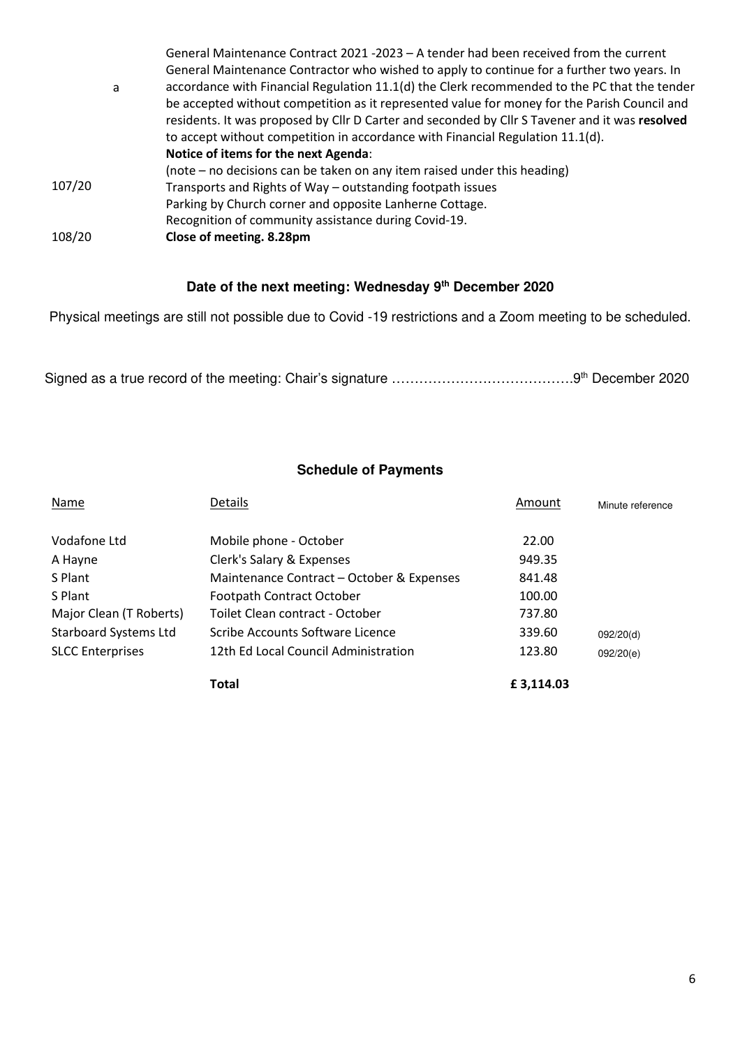| | |
|---|---|
| a | General Maintenance Contract 2021 -2023 – A tender had been received from the current General Maintenance Contractor who wished to apply to continue for a further two years. In accordance with Financial Regulation 11.1(d) the Clerk recommended to the PC that the tender be accepted without competition as it represented value for money for the Parish Council and residents. It was proposed by Cllr D Carter and seconded by Cllr S Tavener and it was **resolved** to accept without competition in accordance with Financial Regulation 11.1(d). |
| 107/20 | **Notice of items for the next Agenda**:<br>(note – no decisions can be taken on any item raised under this heading)<br>Transports and Rights of Way – outstanding footpath issues<br>Parking by Church corner and opposite Lanherne Cottage.<br>Recognition of community assistance during Covid-19. |
| 108/20 | **Close of meeting. 8.28pm** |

**Date of the next meeting: Wednesday 9th December 2020**

Physical meetings are still not possible due to Covid -19 restrictions and a Zoom meeting to be scheduled.

Signed as a true record of the meeting: Chair's signature …………………………………9th December 2020

## Schedule of Payments

| Name | Details | Amount | Minute reference |
|---|---|---|---|
| Vodafone Ltd | Mobile phone - October | 22.00 | |
| A Hayne | Clerk's Salary & Expenses | 949.35 | |
| S Plant | Maintenance Contract – October & Expenses | 841.48 | |
| S Plant | Footpath Contract October | 100.00 | |
| Major Clean (T Roberts) | Toilet Clean contract - October | 737.80 | |
| Starboard Systems Ltd | Scribe Accounts Software Licence | 339.60 | 092/20(d) |
| SLCC Enterprises | 12th Ed Local Council Administration | 123.80 | 092/20(e) |
| | **Total** | **£ 3,114.03** | |